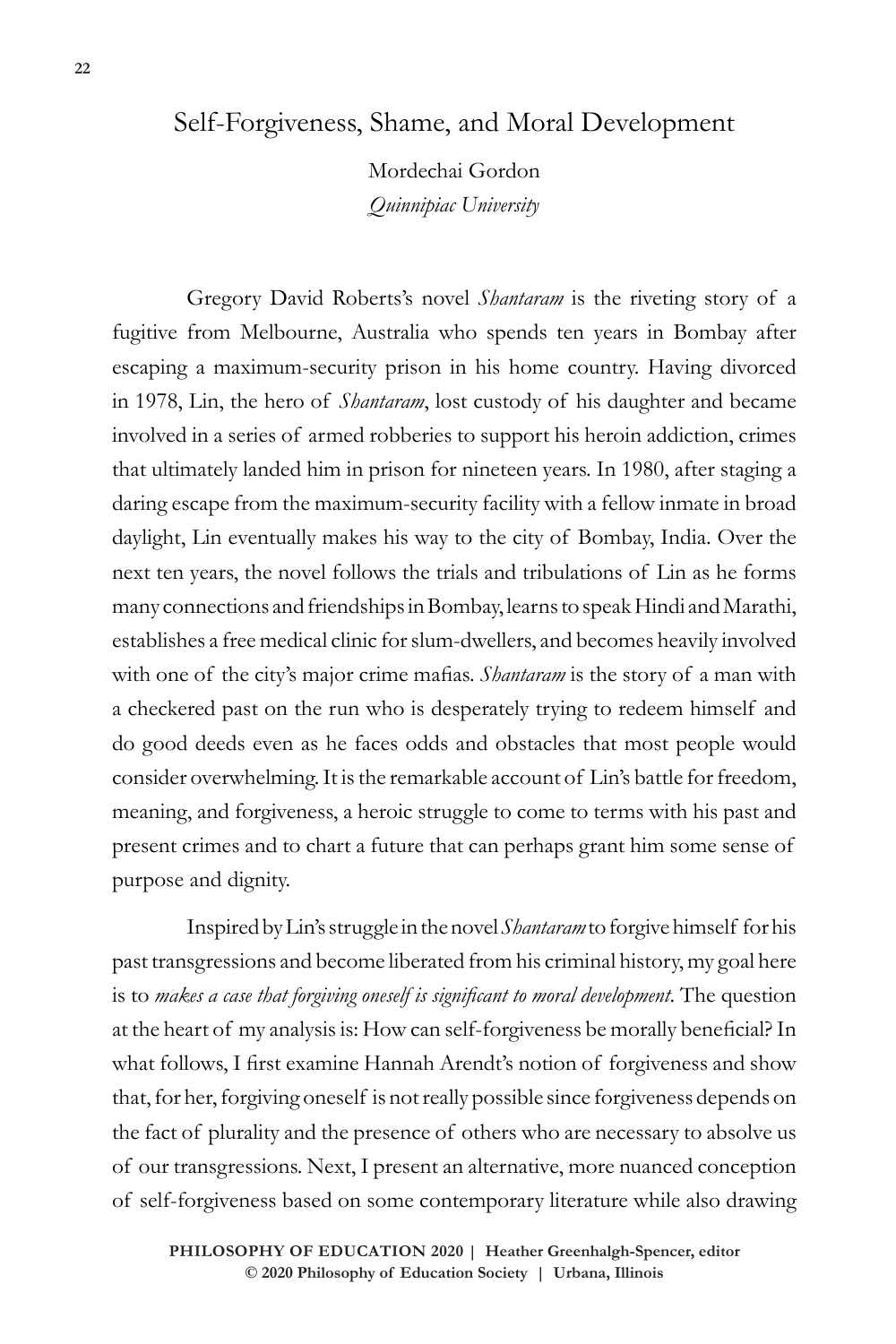# Self-Forgiveness, Shame, and Moral Development

Mordechai Gordon
*Quinnipiac University*

Gregory David Roberts's novel *Shantaram* is the riveting story of a fugitive from Melbourne, Australia who spends ten years in Bombay after escaping a maximum-security prison in his home country. Having divorced in 1978, Lin, the hero of *Shantaram*, lost custody of his daughter and became involved in a series of armed robberies to support his heroin addiction, crimes that ultimately landed him in prison for nineteen years. In 1980, after staging a daring escape from the maximum-security facility with a fellow inmate in broad daylight, Lin eventually makes his way to the city of Bombay, India. Over the next ten years, the novel follows the trials and tribulations of Lin as he forms many connections and friendships in Bombay, learns to speak Hindi and Marathi, establishes a free medical clinic for slum-dwellers, and becomes heavily involved with one of the city's major crime mafias. *Shantaram* is the story of a man with a checkered past on the run who is desperately trying to redeem himself and do good deeds even as he faces odds and obstacles that most people would consider overwhelming. It is the remarkable account of Lin's battle for freedom, meaning, and forgiveness, a heroic struggle to come to terms with his past and present crimes and to chart a future that can perhaps grant him some sense of purpose and dignity.

Inspired by Lin's struggle in the novel *Shantaram* to forgive himself for his past transgressions and become liberated from his criminal history, my goal here is to *makes a case that forgiving oneself is significant to moral development*. The question at the heart of my analysis is: How can self-forgiveness be morally beneficial? In what follows, I first examine Hannah Arendt's notion of forgiveness and show that, for her, forgiving oneself is not really possible since forgiveness depends on the fact of plurality and the presence of others who are necessary to absolve us of our transgressions. Next, I present an alternative, more nuanced conception of self-forgiveness based on some contemporary literature while also drawing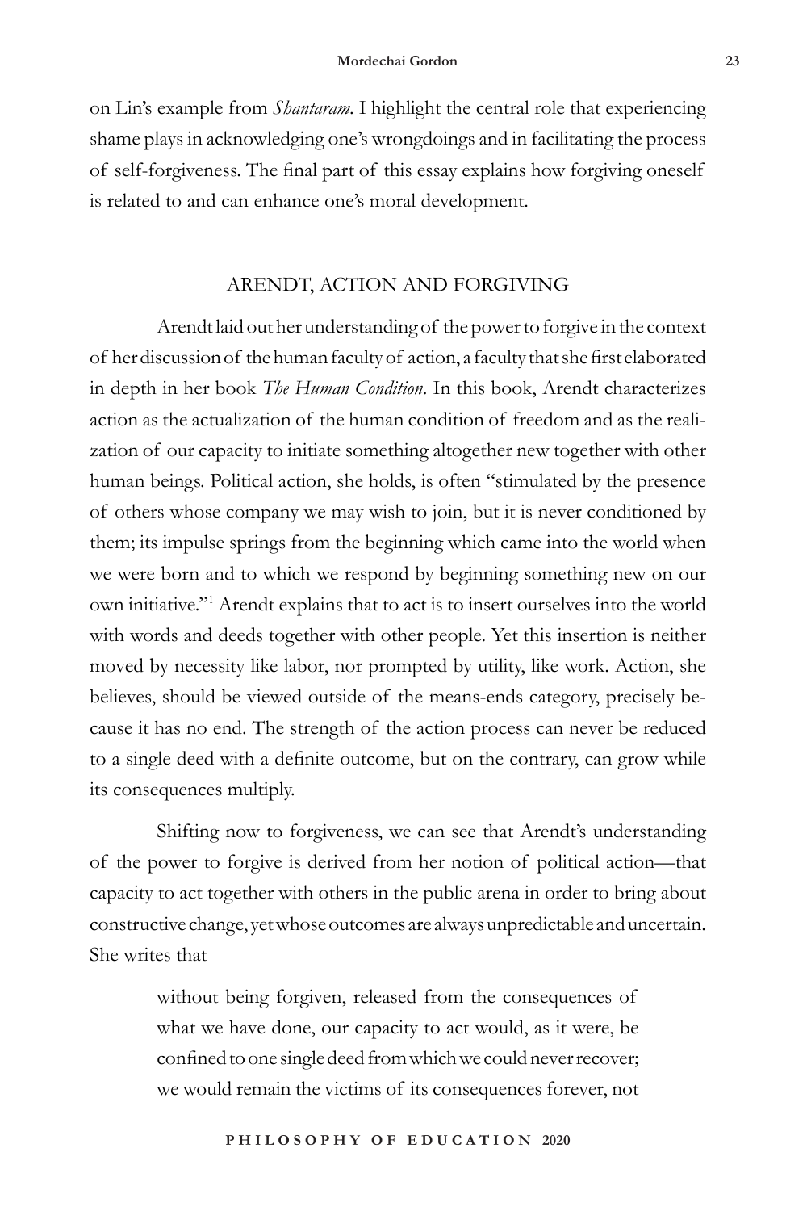on Lin's example from *Shantaram*. I highlight the central role that experiencing shame plays in acknowledging one's wrongdoings and in facilitating the process of self-forgiveness. The final part of this essay explains how forgiving oneself is related to and can enhance one's moral development.

## ARENDT, ACTION AND FORGIVING

Arendt laid out her understanding of the power to forgive in the context of her discussion of the human faculty of action, a faculty that she first elaborated in depth in her book *The Human Condition*. In this book, Arendt characterizes action as the actualization of the human condition of freedom and as the realization of our capacity to initiate something altogether new together with other human beings. Political action, she holds, is often "stimulated by the presence of others whose company we may wish to join, but it is never conditioned by them; its impulse springs from the beginning which came into the world when we were born and to which we respond by beginning something new on our own initiative."[1] Arendt explains that to act is to insert ourselves into the world with words and deeds together with other people. Yet this insertion is neither moved by necessity like labor, nor prompted by utility, like work. Action, she believes, should be viewed outside of the means-ends category, precisely because it has no end. The strength of the action process can never be reduced to a single deed with a definite outcome, but on the contrary, can grow while its consequences multiply.

Shifting now to forgiveness, we can see that Arendt's understanding of the power to forgive is derived from her notion of political action—that capacity to act together with others in the public arena in order to bring about constructive change, yet whose outcomes are always unpredictable and uncertain. She writes that

> without being forgiven, released from the consequences of what we have done, our capacity to act would, as it were, be confined to one single deed from which we could never recover; we would remain the victims of its consequences forever, not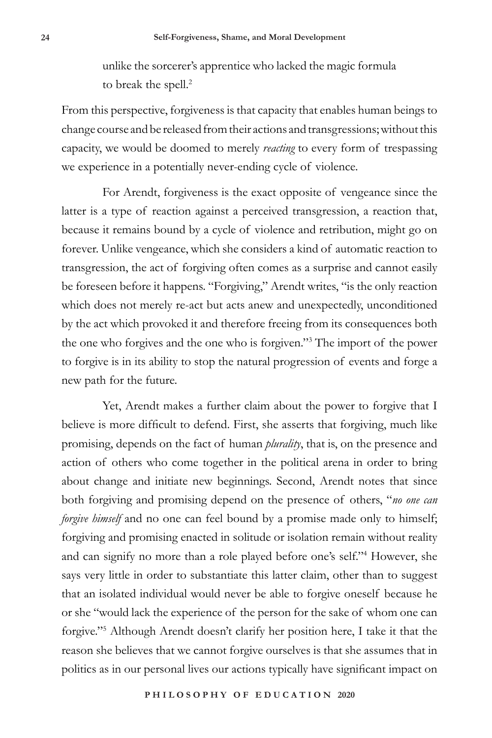> unlike the sorcerer's apprentice who lacked the magic formula to break the spell.[2]

From this perspective, forgiveness is that capacity that enables human beings to change course and be released from their actions and transgressions; without this capacity, we would be doomed to merely *reacting* to every form of trespassing we experience in a potentially never-ending cycle of violence.

For Arendt, forgiveness is the exact opposite of vengeance since the latter is a type of reaction against a perceived transgression, a reaction that, because it remains bound by a cycle of violence and retribution, might go on forever. Unlike vengeance, which she considers a kind of automatic reaction to transgression, the act of forgiving often comes as a surprise and cannot easily be foreseen before it happens. "Forgiving," Arendt writes, "is the only reaction which does not merely re-act but acts anew and unexpectedly, unconditioned by the act which provoked it and therefore freeing from its consequences both the one who forgives and the one who is forgiven."[3] The import of the power to forgive is in its ability to stop the natural progression of events and forge a new path for the future.

Yet, Arendt makes a further claim about the power to forgive that I believe is more difficult to defend. First, she asserts that forgiving, much like promising, depends on the fact of human *plurality*, that is, on the presence and action of others who come together in the political arena in order to bring about change and initiate new beginnings. Second, Arendt notes that since both forgiving and promising depend on the presence of others, "*no one can forgive himself* and no one can feel bound by a promise made only to himself; forgiving and promising enacted in solitude or isolation remain without reality and can signify no more than a role played before one's self."[4] However, she says very little in order to substantiate this latter claim, other than to suggest that an isolated individual would never be able to forgive oneself because he or she "would lack the experience of the person for the sake of whom one can forgive."[5] Although Arendt doesn't clarify her position here, I take it that the reason she believes that we cannot forgive ourselves is that she assumes that in politics as in our personal lives our actions typically have significant impact on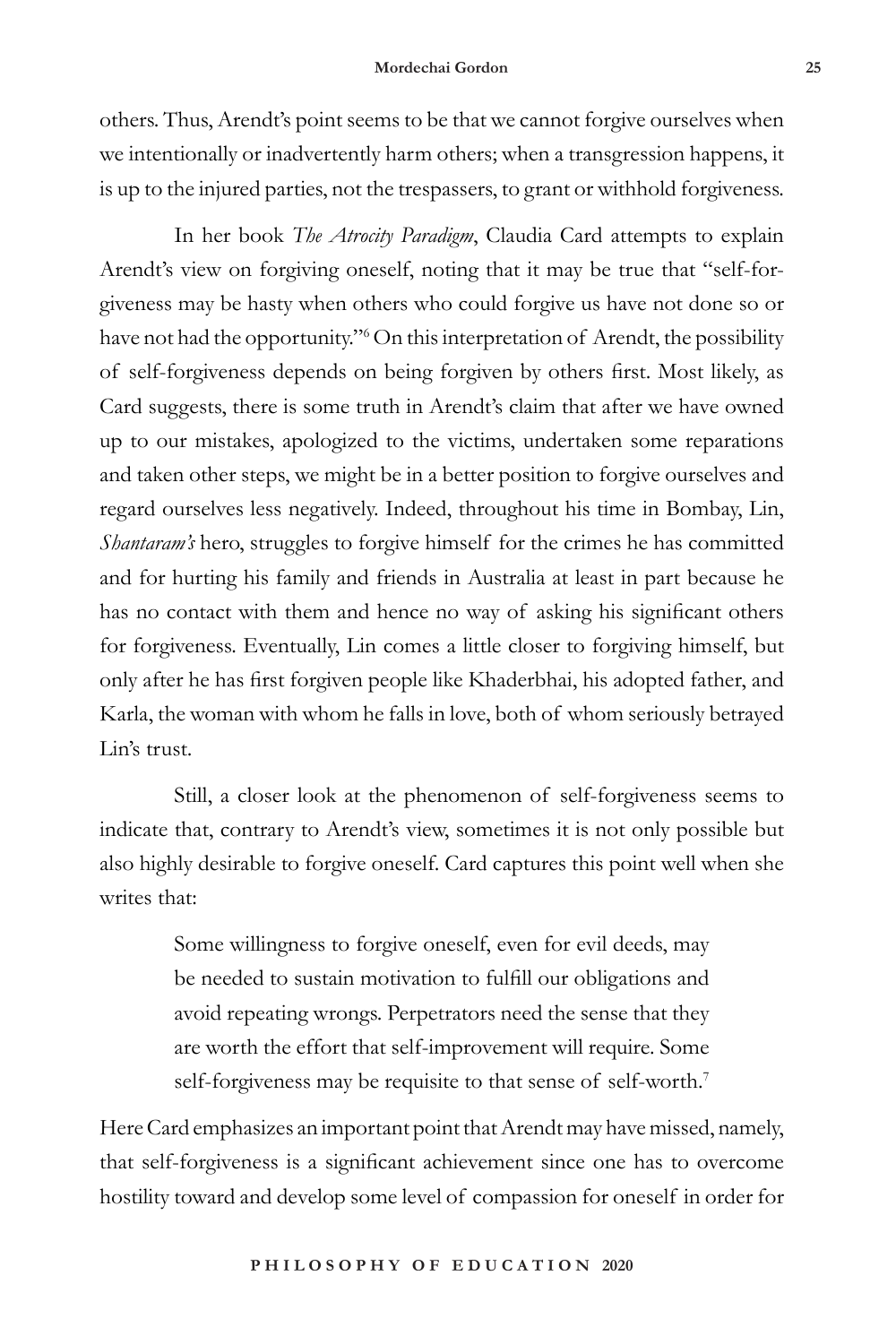others. Thus, Arendt's point seems to be that we cannot forgive ourselves when we intentionally or inadvertently harm others; when a transgression happens, it is up to the injured parties, not the trespassers, to grant or withhold forgiveness.

In her book *The Atrocity Paradigm*, Claudia Card attempts to explain Arendt's view on forgiving oneself, noting that it may be true that "self-forgiveness may be hasty when others who could forgive us have not done so or have not had the opportunity."[6] On this interpretation of Arendt, the possibility of self-forgiveness depends on being forgiven by others first. Most likely, as Card suggests, there is some truth in Arendt's claim that after we have owned up to our mistakes, apologized to the victims, undertaken some reparations and taken other steps, we might be in a better position to forgive ourselves and regard ourselves less negatively. Indeed, throughout his time in Bombay, Lin, *Shantaram's* hero, struggles to forgive himself for the crimes he has committed and for hurting his family and friends in Australia at least in part because he has no contact with them and hence no way of asking his significant others for forgiveness. Eventually, Lin comes a little closer to forgiving himself, but only after he has first forgiven people like Khaderbhai, his adopted father, and Karla, the woman with whom he falls in love, both of whom seriously betrayed Lin's trust.

Still, a closer look at the phenomenon of self-forgiveness seems to indicate that, contrary to Arendt's view, sometimes it is not only possible but also highly desirable to forgive oneself. Card captures this point well when she writes that:

> Some willingness to forgive oneself, even for evil deeds, may be needed to sustain motivation to fulfill our obligations and avoid repeating wrongs. Perpetrators need the sense that they are worth the effort that self-improvement will require. Some self-forgiveness may be requisite to that sense of self-worth.[7]

Here Card emphasizes an important point that Arendt may have missed, namely, that self-forgiveness is a significant achievement since one has to overcome hostility toward and develop some level of compassion for oneself in order for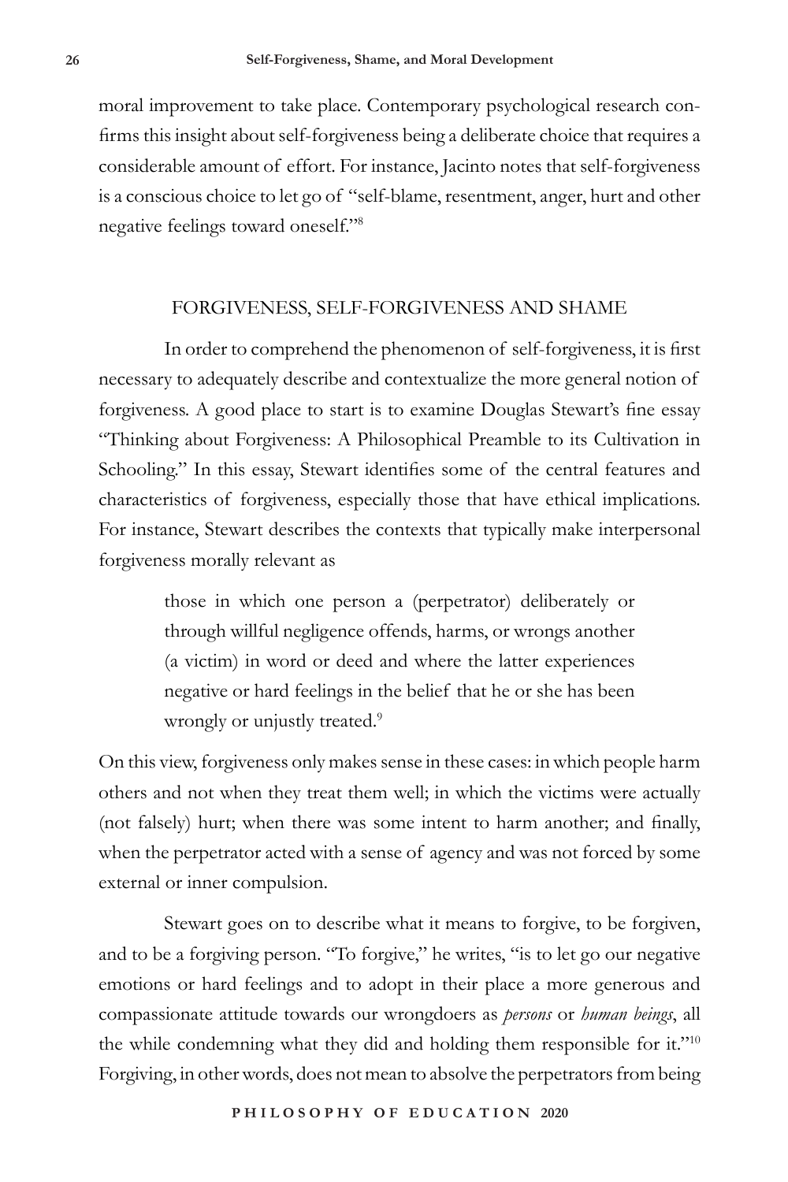moral improvement to take place. Contemporary psychological research confirms this insight about self-forgiveness being a deliberate choice that requires a considerable amount of effort. For instance, Jacinto notes that self-forgiveness is a conscious choice to let go of "self-blame, resentment, anger, hurt and other negative feelings toward oneself."[8]

## FORGIVENESS, SELF-FORGIVENESS AND SHAME

In order to comprehend the phenomenon of self-forgiveness, it is first necessary to adequately describe and contextualize the more general notion of forgiveness. A good place to start is to examine Douglas Stewart's fine essay "Thinking about Forgiveness: A Philosophical Preamble to its Cultivation in Schooling." In this essay, Stewart identifies some of the central features and characteristics of forgiveness, especially those that have ethical implications. For instance, Stewart describes the contexts that typically make interpersonal forgiveness morally relevant as

> those in which one person a (perpetrator) deliberately or through willful negligence offends, harms, or wrongs another (a victim) in word or deed and where the latter experiences negative or hard feelings in the belief that he or she has been wrongly or unjustly treated.[9]

On this view, forgiveness only makes sense in these cases: in which people harm others and not when they treat them well; in which the victims were actually (not falsely) hurt; when there was some intent to harm another; and finally, when the perpetrator acted with a sense of agency and was not forced by some external or inner compulsion.

Stewart goes on to describe what it means to forgive, to be forgiven, and to be a forgiving person. "To forgive," he writes, "is to let go our negative emotions or hard feelings and to adopt in their place a more generous and compassionate attitude towards our wrongdoers as *persons* or *human beings*, all the while condemning what they did and holding them responsible for it."[10] Forgiving, in other words, does not mean to absolve the perpetrators from being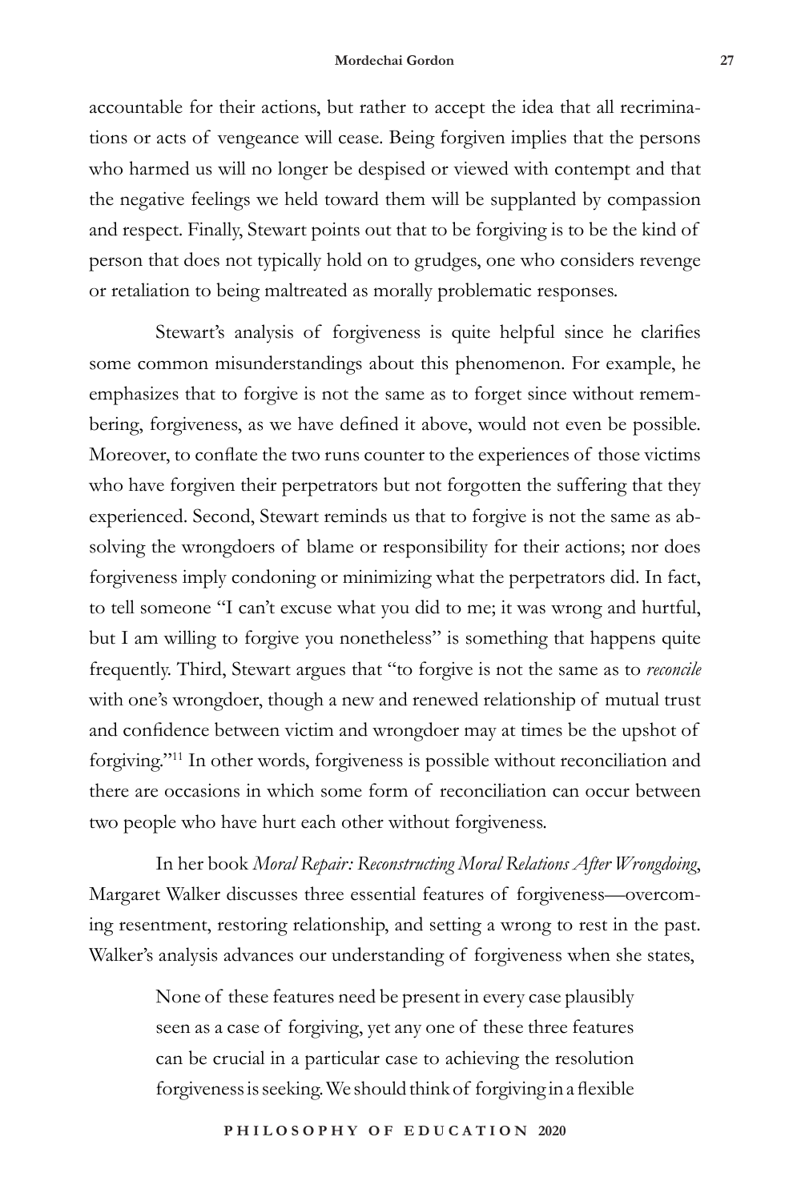accountable for their actions, but rather to accept the idea that all recriminations or acts of vengeance will cease. Being forgiven implies that the persons who harmed us will no longer be despised or viewed with contempt and that the negative feelings we held toward them will be supplanted by compassion and respect. Finally, Stewart points out that to be forgiving is to be the kind of person that does not typically hold on to grudges, one who considers revenge or retaliation to being maltreated as morally problematic responses.

Stewart's analysis of forgiveness is quite helpful since he clarifies some common misunderstandings about this phenomenon. For example, he emphasizes that to forgive is not the same as to forget since without remembering, forgiveness, as we have defined it above, would not even be possible. Moreover, to conflate the two runs counter to the experiences of those victims who have forgiven their perpetrators but not forgotten the suffering that they experienced. Second, Stewart reminds us that to forgive is not the same as absolving the wrongdoers of blame or responsibility for their actions; nor does forgiveness imply condoning or minimizing what the perpetrators did. In fact, to tell someone "I can't excuse what you did to me; it was wrong and hurtful, but I am willing to forgive you nonetheless" is something that happens quite frequently. Third, Stewart argues that "to forgive is not the same as to *reconcile* with one's wrongdoer, though a new and renewed relationship of mutual trust and confidence between victim and wrongdoer may at times be the upshot of forgiving."[11] In other words, forgiveness is possible without reconciliation and there are occasions in which some form of reconciliation can occur between two people who have hurt each other without forgiveness.

In her book *Moral Repair: Reconstructing Moral Relations After Wrongdoing*, Margaret Walker discusses three essential features of forgiveness—overcoming resentment, restoring relationship, and setting a wrong to rest in the past. Walker's analysis advances our understanding of forgiveness when she states,

> None of these features need be present in every case plausibly seen as a case of forgiving, yet any one of these three features can be crucial in a particular case to achieving the resolution forgiveness is seeking. We should think of forgiving in a flexible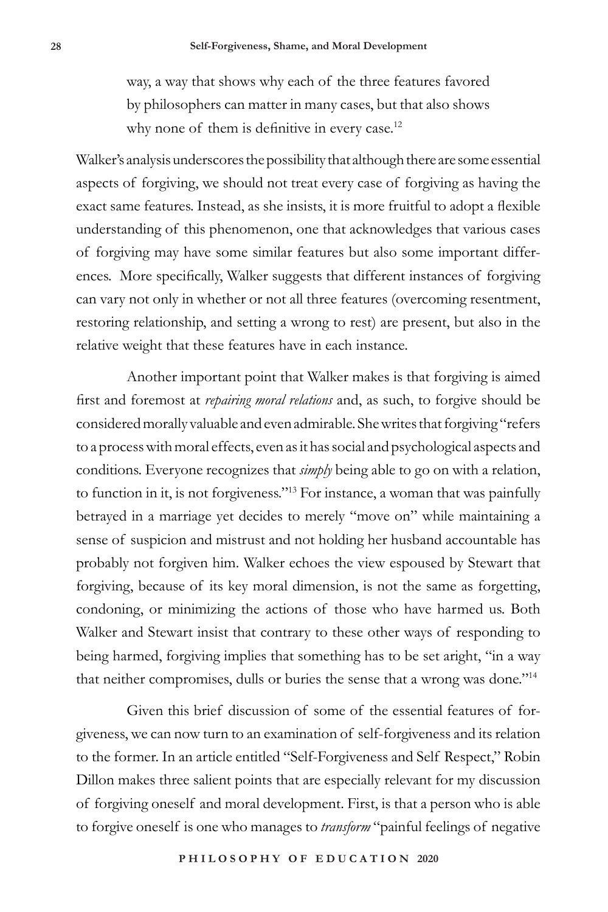> way, a way that shows why each of the three features favored by philosophers can matter in many cases, but that also shows why none of them is definitive in every case.[12]

Walker's analysis underscores the possibility that although there are some essential aspects of forgiving, we should not treat every case of forgiving as having the exact same features. Instead, as she insists, it is more fruitful to adopt a flexible understanding of this phenomenon, one that acknowledges that various cases of forgiving may have some similar features but also some important differences. More specifically, Walker suggests that different instances of forgiving can vary not only in whether or not all three features (overcoming resentment, restoring relationship, and setting a wrong to rest) are present, but also in the relative weight that these features have in each instance.

Another important point that Walker makes is that forgiving is aimed first and foremost at *repairing moral relations* and, as such, to forgive should be considered morally valuable and even admirable. She writes that forgiving "refers to a process with moral effects, even as it has social and psychological aspects and conditions. Everyone recognizes that *simply* being able to go on with a relation, to function in it, is not forgiveness."[13] For instance, a woman that was painfully betrayed in a marriage yet decides to merely "move on" while maintaining a sense of suspicion and mistrust and not holding her husband accountable has probably not forgiven him. Walker echoes the view espoused by Stewart that forgiving, because of its key moral dimension, is not the same as forgetting, condoning, or minimizing the actions of those who have harmed us. Both Walker and Stewart insist that contrary to these other ways of responding to being harmed, forgiving implies that something has to be set aright, "in a way that neither compromises, dulls or buries the sense that a wrong was done."[14]

Given this brief discussion of some of the essential features of forgiveness, we can now turn to an examination of self-forgiveness and its relation to the former. In an article entitled "Self-Forgiveness and Self Respect," Robin Dillon makes three salient points that are especially relevant for my discussion of forgiving oneself and moral development. First, is that a person who is able to forgive oneself is one who manages to *transform* "painful feelings of negative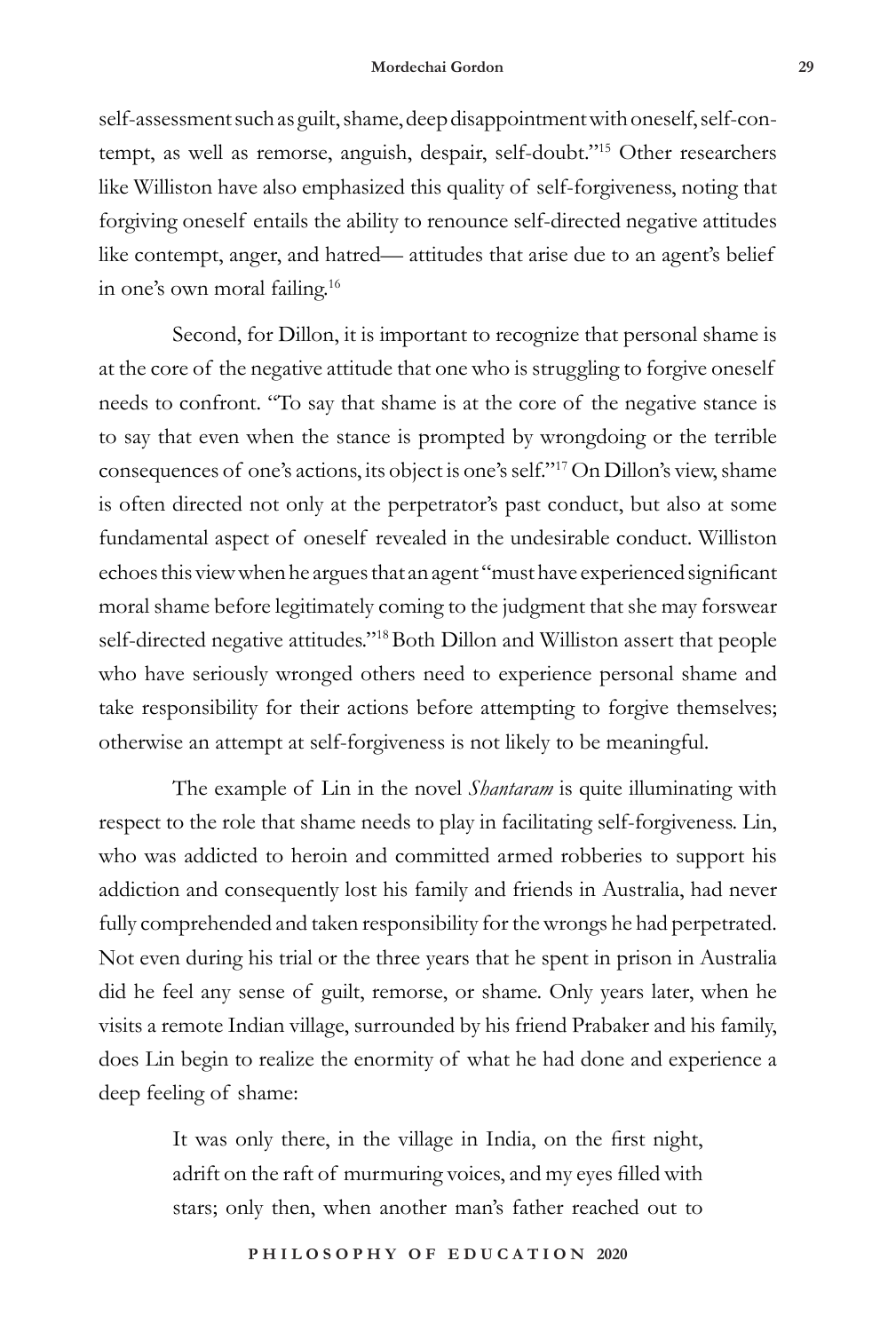self-assessment such as guilt, shame, deep disappointment with oneself, self-contempt, as well as remorse, anguish, despair, self-doubt."[15] Other researchers like Williston have also emphasized this quality of self-forgiveness, noting that forgiving oneself entails the ability to renounce self-directed negative attitudes like contempt, anger, and hatred— attitudes that arise due to an agent's belief in one's own moral failing.[16]

Second, for Dillon, it is important to recognize that personal shame is at the core of the negative attitude that one who is struggling to forgive oneself needs to confront. "To say that shame is at the core of the negative stance is to say that even when the stance is prompted by wrongdoing or the terrible consequences of one's actions, its object is one's self."[17] On Dillon's view, shame is often directed not only at the perpetrator's past conduct, but also at some fundamental aspect of oneself revealed in the undesirable conduct. Williston echoes this view when he argues that an agent "must have experienced significant moral shame before legitimately coming to the judgment that she may forswear self-directed negative attitudes."[18] Both Dillon and Williston assert that people who have seriously wronged others need to experience personal shame and take responsibility for their actions before attempting to forgive themselves; otherwise an attempt at self-forgiveness is not likely to be meaningful.

The example of Lin in the novel *Shantaram* is quite illuminating with respect to the role that shame needs to play in facilitating self-forgiveness. Lin, who was addicted to heroin and committed armed robberies to support his addiction and consequently lost his family and friends in Australia, had never fully comprehended and taken responsibility for the wrongs he had perpetrated. Not even during his trial or the three years that he spent in prison in Australia did he feel any sense of guilt, remorse, or shame. Only years later, when he visits a remote Indian village, surrounded by his friend Prabaker and his family, does Lin begin to realize the enormity of what he had done and experience a deep feeling of shame:

> It was only there, in the village in India, on the first night, adrift on the raft of murmuring voices, and my eyes filled with stars; only then, when another man's father reached out to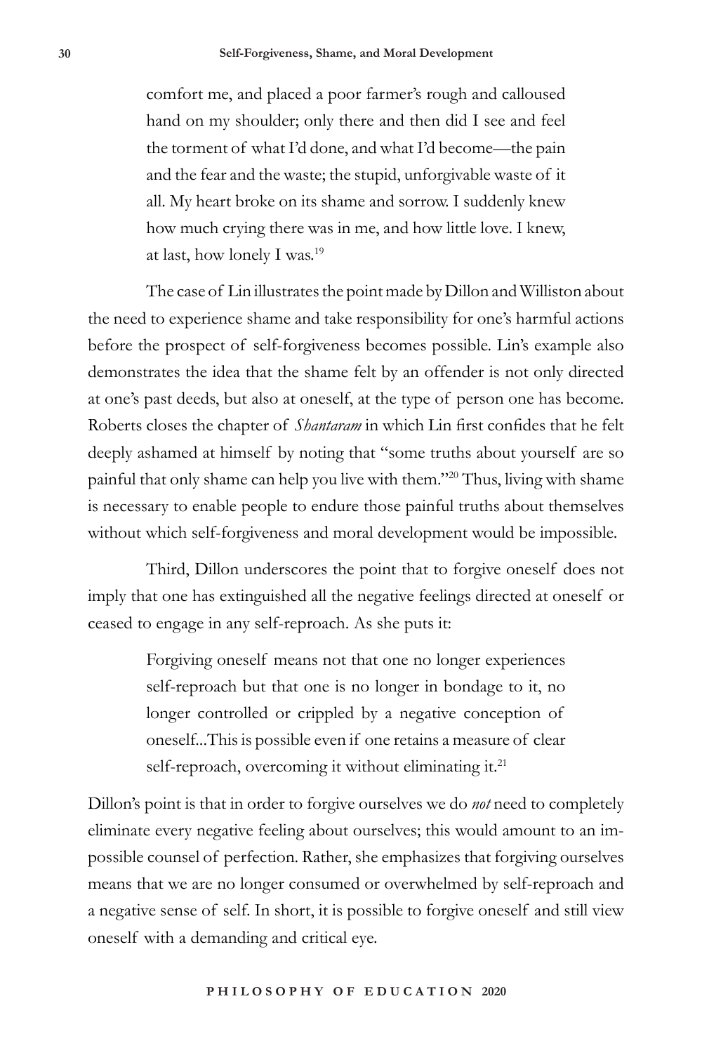> comfort me, and placed a poor farmer's rough and calloused hand on my shoulder; only there and then did I see and feel the torment of what I'd done, and what I'd become—the pain and the fear and the waste; the stupid, unforgivable waste of it all. My heart broke on its shame and sorrow. I suddenly knew how much crying there was in me, and how little love. I knew, at last, how lonely I was.[19]

The case of Lin illustrates the point made by Dillon and Williston about the need to experience shame and take responsibility for one's harmful actions before the prospect of self-forgiveness becomes possible. Lin's example also demonstrates the idea that the shame felt by an offender is not only directed at one's past deeds, but also at oneself, at the type of person one has become. Roberts closes the chapter of *Shantaram* in which Lin first confides that he felt deeply ashamed at himself by noting that "some truths about yourself are so painful that only shame can help you live with them."[20] Thus, living with shame is necessary to enable people to endure those painful truths about themselves without which self-forgiveness and moral development would be impossible.

Third, Dillon underscores the point that to forgive oneself does not imply that one has extinguished all the negative feelings directed at oneself or ceased to engage in any self-reproach. As she puts it:

> Forgiving oneself means not that one no longer experiences self-reproach but that one is no longer in bondage to it, no longer controlled or crippled by a negative conception of oneself...This is possible even if one retains a measure of clear self-reproach, overcoming it without eliminating it.[21]

Dillon's point is that in order to forgive ourselves we do *not* need to completely eliminate every negative feeling about ourselves; this would amount to an impossible counsel of perfection. Rather, she emphasizes that forgiving ourselves means that we are no longer consumed or overwhelmed by self-reproach and a negative sense of self. In short, it is possible to forgive oneself and still view oneself with a demanding and critical eye.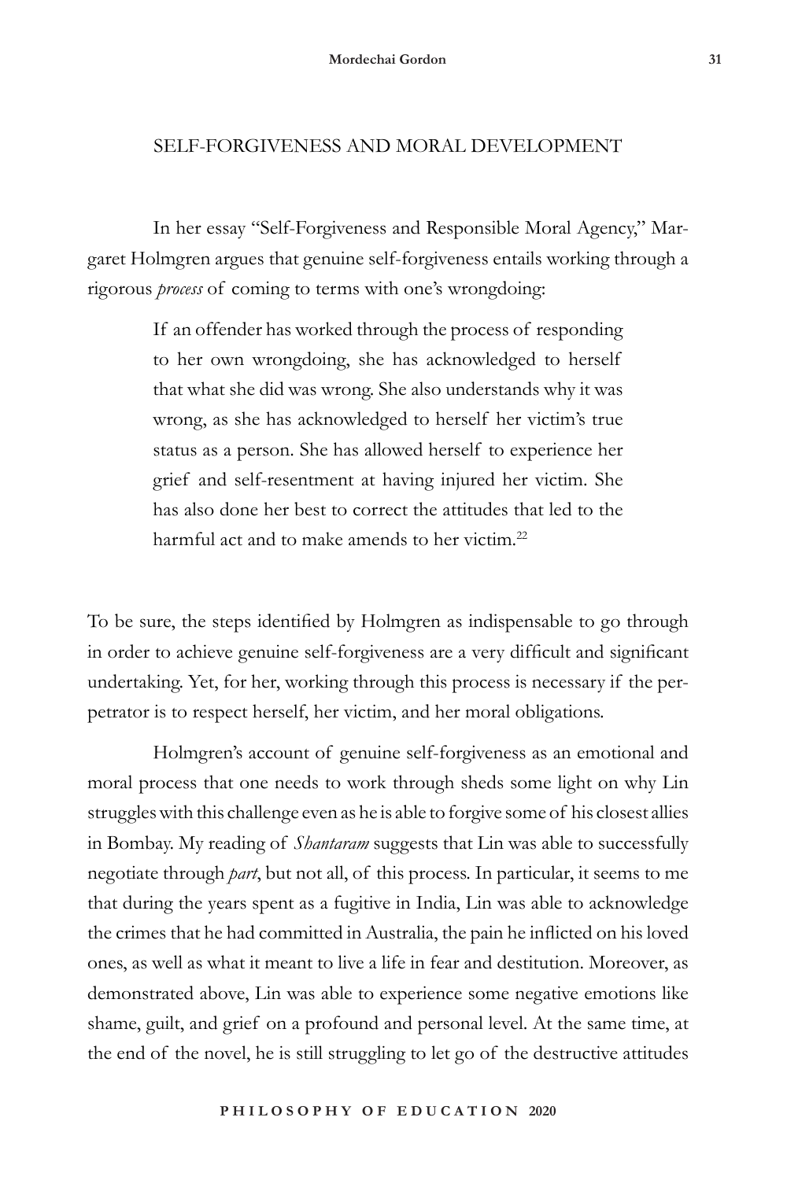## SELF-FORGIVENESS AND MORAL DEVELOPMENT

In her essay "Self-Forgiveness and Responsible Moral Agency," Margaret Holmgren argues that genuine self-forgiveness entails working through a rigorous *process* of coming to terms with one's wrongdoing:

> If an offender has worked through the process of responding to her own wrongdoing, she has acknowledged to herself that what she did was wrong. She also understands why it was wrong, as she has acknowledged to herself her victim's true status as a person. She has allowed herself to experience her grief and self-resentment at having injured her victim. She has also done her best to correct the attitudes that led to the harmful act and to make amends to her victim.[22]

To be sure, the steps identified by Holmgren as indispensable to go through in order to achieve genuine self-forgiveness are a very difficult and significant undertaking. Yet, for her, working through this process is necessary if the perpetrator is to respect herself, her victim, and her moral obligations.

Holmgren's account of genuine self-forgiveness as an emotional and moral process that one needs to work through sheds some light on why Lin struggles with this challenge even as he is able to forgive some of his closest allies in Bombay. My reading of *Shantaram* suggests that Lin was able to successfully negotiate through *part*, but not all, of this process. In particular, it seems to me that during the years spent as a fugitive in India, Lin was able to acknowledge the crimes that he had committed in Australia, the pain he inflicted on his loved ones, as well as what it meant to live a life in fear and destitution. Moreover, as demonstrated above, Lin was able to experience some negative emotions like shame, guilt, and grief on a profound and personal level. At the same time, at the end of the novel, he is still struggling to let go of the destructive attitudes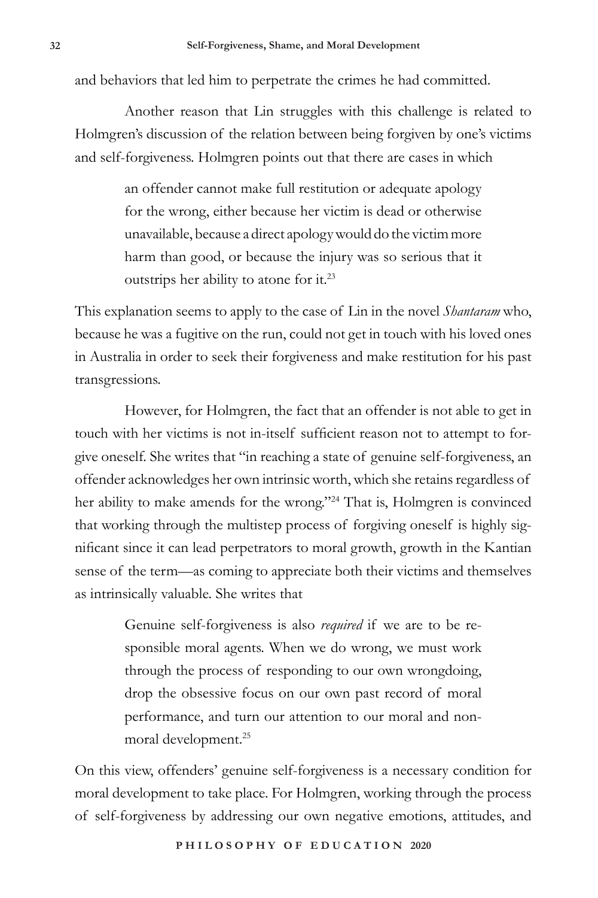and behaviors that led him to perpetrate the crimes he had committed.

Another reason that Lin struggles with this challenge is related to Holmgren's discussion of the relation between being forgiven by one's victims and self-forgiveness. Holmgren points out that there are cases in which

> an offender cannot make full restitution or adequate apology for the wrong, either because her victim is dead or otherwise unavailable, because a direct apology would do the victim more harm than good, or because the injury was so serious that it outstrips her ability to atone for it.[23]

This explanation seems to apply to the case of Lin in the novel *Shantaram* who, because he was a fugitive on the run, could not get in touch with his loved ones in Australia in order to seek their forgiveness and make restitution for his past transgressions.

However, for Holmgren, the fact that an offender is not able to get in touch with her victims is not in-itself sufficient reason not to attempt to forgive oneself. She writes that "in reaching a state of genuine self-forgiveness, an offender acknowledges her own intrinsic worth, which she retains regardless of her ability to make amends for the wrong."[24] That is, Holmgren is convinced that working through the multistep process of forgiving oneself is highly significant since it can lead perpetrators to moral growth, growth in the Kantian sense of the term—as coming to appreciate both their victims and themselves as intrinsically valuable. She writes that

> Genuine self-forgiveness is also *required* if we are to be responsible moral agents. When we do wrong, we must work through the process of responding to our own wrongdoing, drop the obsessive focus on our own past record of moral performance, and turn our attention to our moral and non-moral development.[25]

On this view, offenders' genuine self-forgiveness is a necessary condition for moral development to take place. For Holmgren, working through the process of self-forgiveness by addressing our own negative emotions, attitudes, and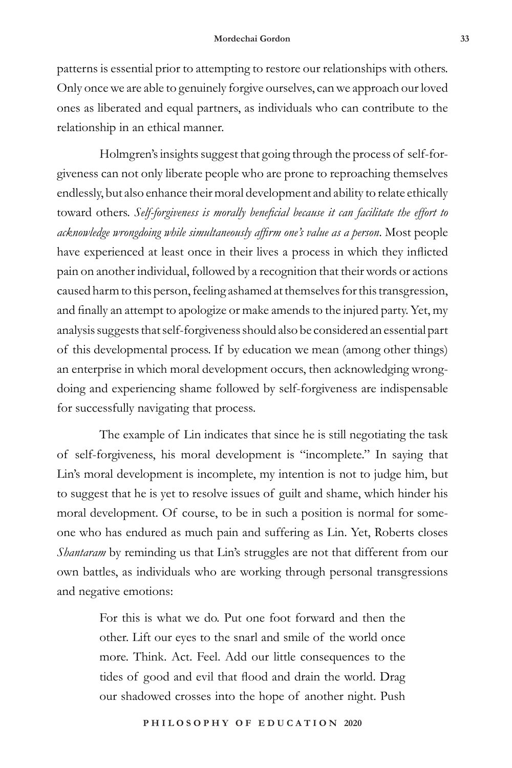patterns is essential prior to attempting to restore our relationships with others. Only once we are able to genuinely forgive ourselves, can we approach our loved ones as liberated and equal partners, as individuals who can contribute to the relationship in an ethical manner.

Holmgren's insights suggest that going through the process of self-forgiveness can not only liberate people who are prone to reproaching themselves endlessly, but also enhance their moral development and ability to relate ethically toward others. *Self-forgiveness is morally beneficial because it can facilitate the effort to acknowledge wrongdoing while simultaneously affirm one's value as a person*. Most people have experienced at least once in their lives a process in which they inflicted pain on another individual, followed by a recognition that their words or actions caused harm to this person, feeling ashamed at themselves for this transgression, and finally an attempt to apologize or make amends to the injured party. Yet, my analysis suggests that self-forgiveness should also be considered an essential part of this developmental process. If by education we mean (among other things) an enterprise in which moral development occurs, then acknowledging wrongdoing and experiencing shame followed by self-forgiveness are indispensable for successfully navigating that process.

The example of Lin indicates that since he is still negotiating the task of self-forgiveness, his moral development is "incomplete." In saying that Lin's moral development is incomplete, my intention is not to judge him, but to suggest that he is yet to resolve issues of guilt and shame, which hinder his moral development. Of course, to be in such a position is normal for someone who has endured as much pain and suffering as Lin. Yet, Roberts closes *Shantaram* by reminding us that Lin's struggles are not that different from our own battles, as individuals who are working through personal transgressions and negative emotions:

> For this is what we do. Put one foot forward and then the other. Lift our eyes to the snarl and smile of the world once more. Think. Act. Feel. Add our little consequences to the tides of good and evil that flood and drain the world. Drag our shadowed crosses into the hope of another night. Push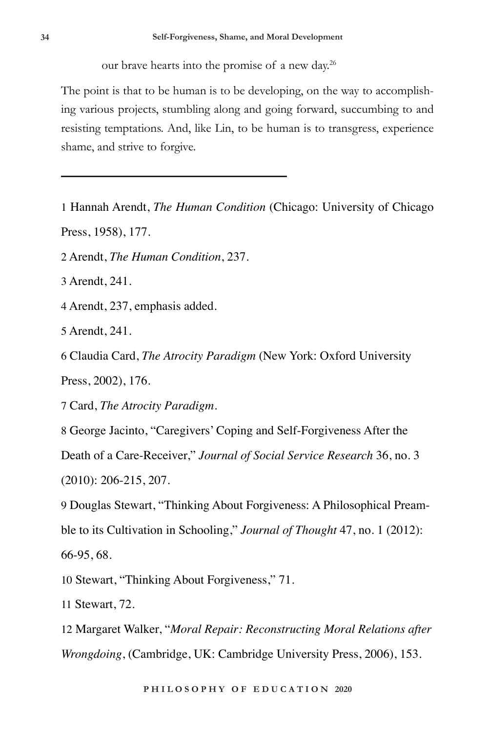our brave hearts into the promise of a new day.[26]

The point is that to be human is to be developing, on the way to accomplishing various projects, stumbling along and going forward, succumbing to and resisting temptations. And, like Lin, to be human is to transgress, experience shame, and strive to forgive.

---

1 Hannah Arendt, *The Human Condition* (Chicago: University of Chicago Press, 1958), 177.

2 Arendt, *The Human Condition*, 237.

3 Arendt, 241.

4 Arendt, 237, emphasis added.

5 Arendt, 241.

6 Claudia Card, *The Atrocity Paradigm* (New York: Oxford University Press, 2002), 176.

7 Card, *The Atrocity Paradigm*.

8 George Jacinto, "Caregivers' Coping and Self-Forgiveness After the Death of a Care-Receiver," *Journal of Social Service Research* 36, no. 3 (2010): 206-215, 207.

9 Douglas Stewart, "Thinking About Forgiveness: A Philosophical Preamble to its Cultivation in Schooling," *Journal of Thought* 47, no. 1 (2012): 66-95, 68.

10 Stewart, "Thinking About Forgiveness," 71.

11 Stewart, 72.

12 Margaret Walker, "*Moral Repair: Reconstructing Moral Relations after Wrongdoing*, (Cambridge, UK: Cambridge University Press, 2006), 153.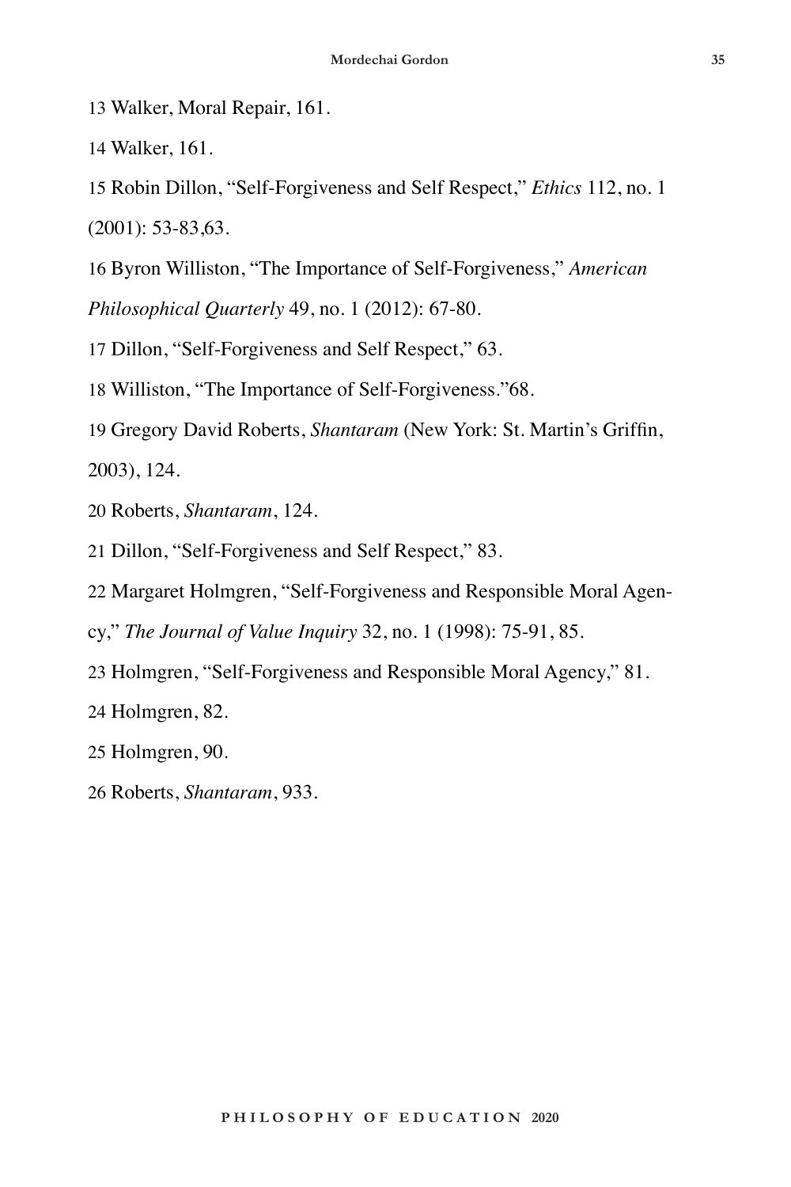13 Walker, Moral Repair, 161.

14 Walker, 161.

15 Robin Dillon, "Self-Forgiveness and Self Respect," *Ethics* 112, no. 1 (2001): 53-83,63.

16 Byron Williston, "The Importance of Self-Forgiveness," *American Philosophical Quarterly* 49, no. 1 (2012): 67-80.

17 Dillon, "Self-Forgiveness and Self Respect," 63.

18 Williston, "The Importance of Self-Forgiveness."68.

19 Gregory David Roberts, *Shantaram* (New York: St. Martin's Griffin, 2003), 124.

20 Roberts, *Shantaram*, 124.

21 Dillon, "Self-Forgiveness and Self Respect," 83.

22 Margaret Holmgren, "Self-Forgiveness and Responsible Moral Agency," *The Journal of Value Inquiry* 32, no. 1 (1998): 75-91, 85.

23 Holmgren, "Self-Forgiveness and Responsible Moral Agency," 81.

24 Holmgren, 82.

25 Holmgren, 90.

26 Roberts, *Shantaram*, 933.